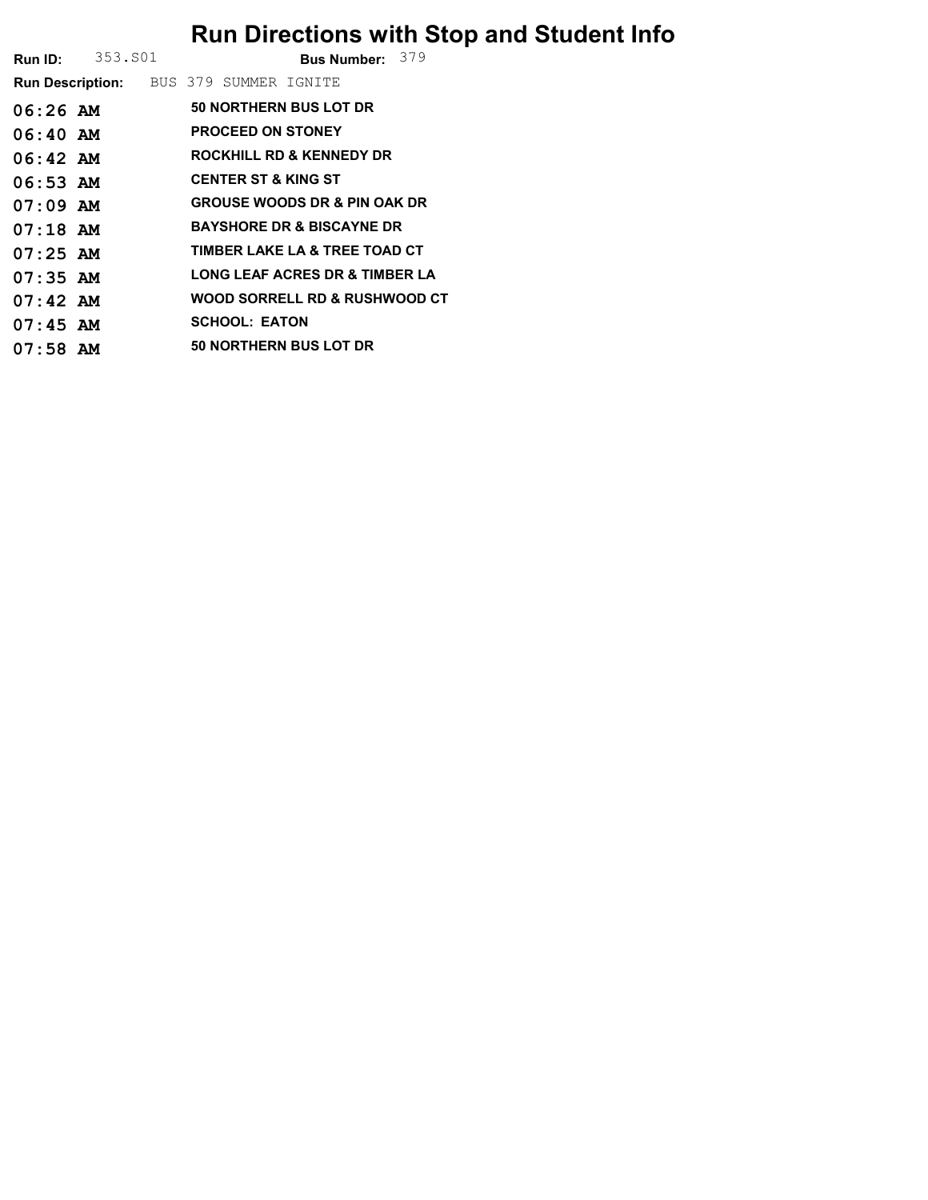# Run Directions with Stop and Student Info

**Run ID:** 353.S01 **Bus Number:** 379

**Run Description:** BUS 379 SUMMER IGNITE

| | |
|---|---|
| **06:26 AM** | **50 NORTHERN BUS LOT DR** |
| **06:40 AM** | **PROCEED ON STONEY** |
| **06:42 AM** | **ROCKHILL RD & KENNEDY DR** |
| **06:53 AM** | **CENTER ST & KING ST** |
| **07:09 AM** | **GROUSE WOODS DR & PIN OAK DR** |
| **07:18 AM** | **BAYSHORE DR & BISCAYNE DR** |
| **07:25 AM** | **TIMBER LAKE LA & TREE TOAD CT** |
| **07:35 AM** | **LONG LEAF ACRES DR & TIMBER LA** |
| **07:42 AM** | **WOOD SORRELL RD & RUSHWOOD CT** |
| **07:45 AM** | **SCHOOL: EATON** |
| **07:58 AM** | **50 NORTHERN BUS LOT DR** |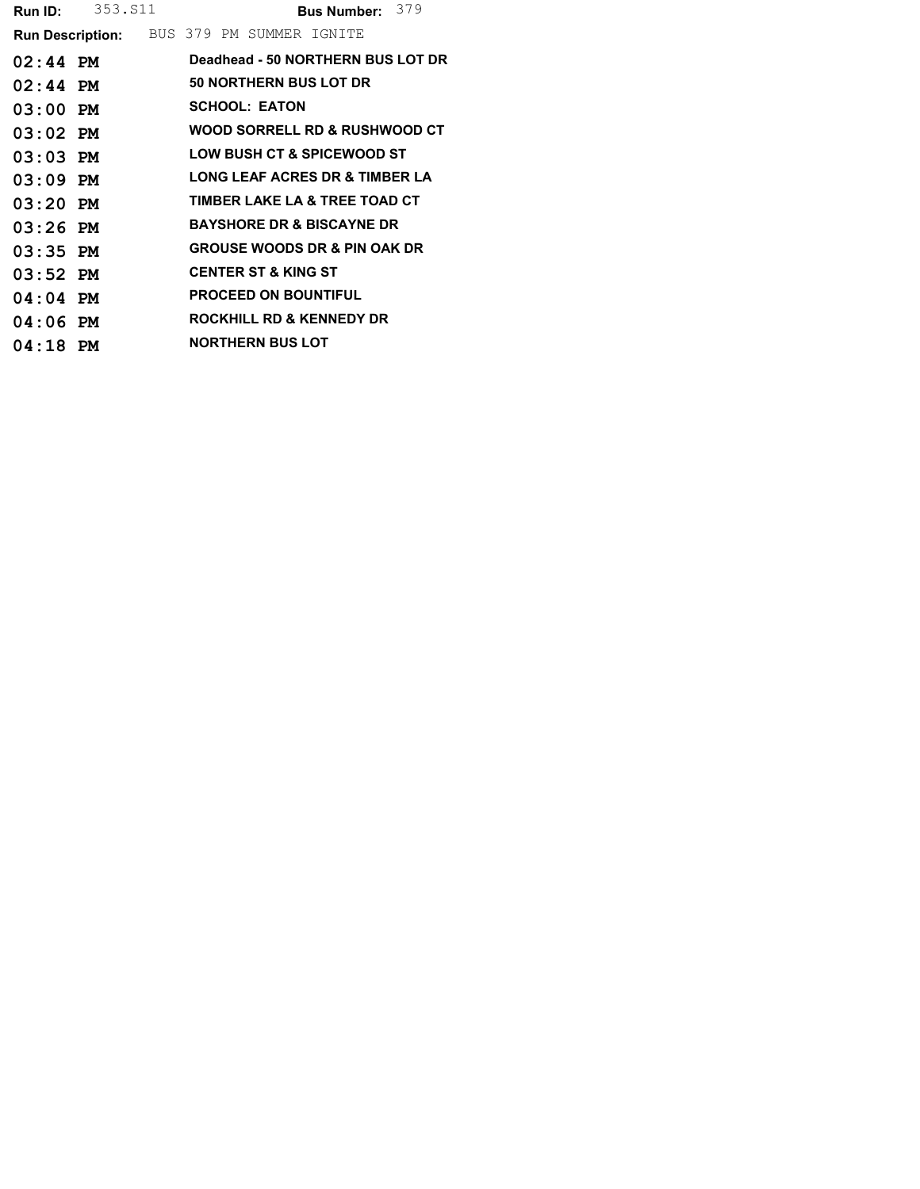**Run ID:** 353.S11 **Bus Number:** 379

**Run Description:** BUS 379 PM SUMMER IGNITE

| | |
|---|---|
| 02:44 PM | Deadhead - 50 NORTHERN BUS LOT DR |
| 02:44 PM | 50 NORTHERN BUS LOT DR |
| 03:00 PM | SCHOOL: EATON |
| 03:02 PM | WOOD SORRELL RD & RUSHWOOD CT |
| 03:03 PM | LOW BUSH CT & SPICEWOOD ST |
| 03:09 PM | LONG LEAF ACRES DR & TIMBER LA |
| 03:20 PM | TIMBER LAKE LA & TREE TOAD CT |
| 03:26 PM | BAYSHORE DR & BISCAYNE DR |
| 03:35 PM | GROUSE WOODS DR & PIN OAK DR |
| 03:52 PM | CENTER ST & KING ST |
| 04:04 PM | PROCEED ON BOUNTIFUL |
| 04:06 PM | ROCKHILL RD & KENNEDY DR |
| 04:18 PM | NORTHERN BUS LOT |